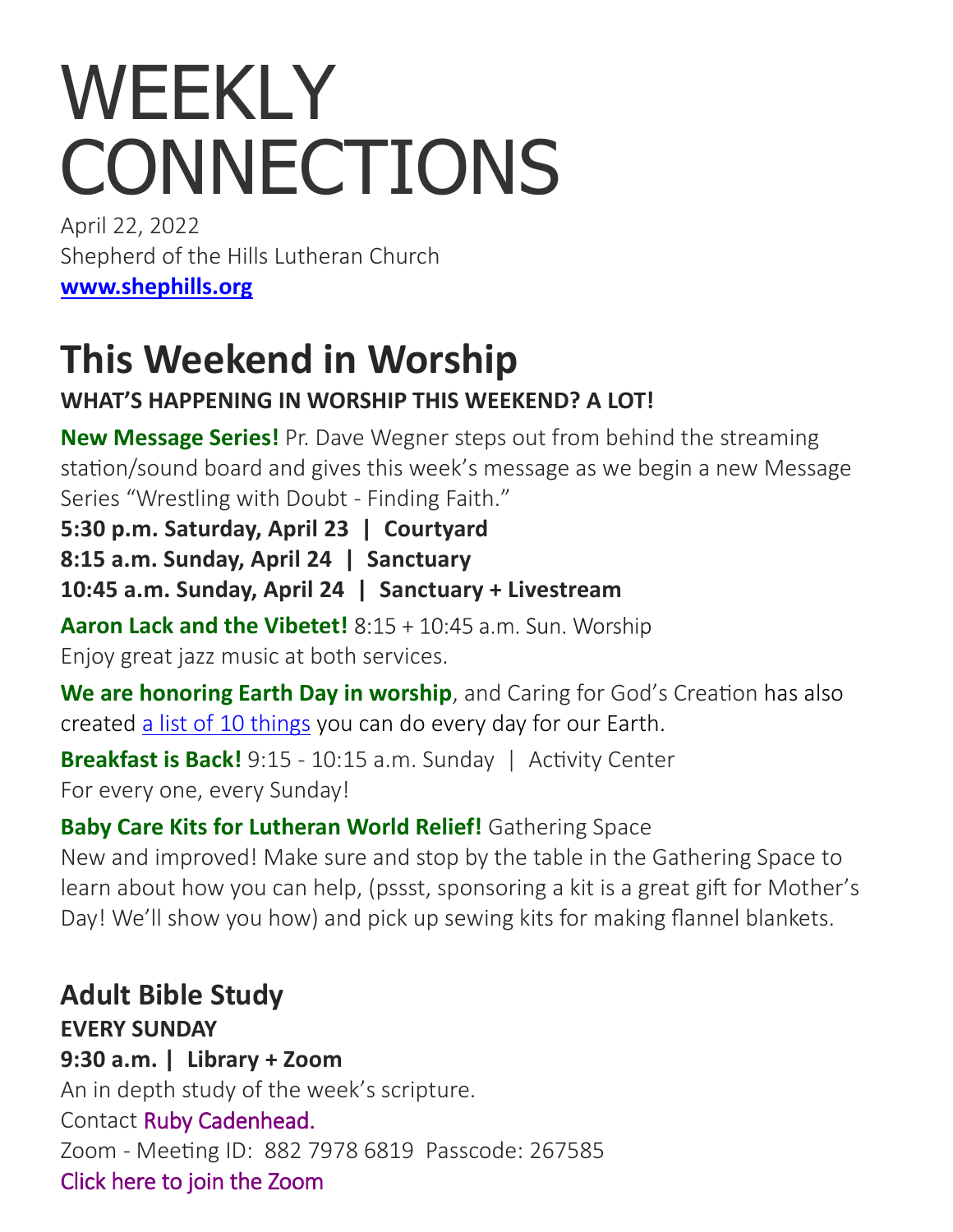# WEEKLY CONNECTIONS

April 22, 2022
Shepherd of the Hills Lutheran Church
**www.shephills.org**

## This Weekend in Worship

**WHAT'S HAPPENING IN WORSHIP THIS WEEKEND? A LOT!**

**New Message Series!** Pr. Dave Wegner steps out from behind the streaming station/sound board and gives this week's message as we begin a new Message Series "Wrestling with Doubt - Finding Faith."
**5:30 p.m. Saturday, April 23 | Courtyard**
**8:15 a.m. Sunday, April 24 | Sanctuary**
**10:45 a.m. Sunday, April 24 | Sanctuary + Livestream**

**Aaron Lack and the Vibetet!** 8:15 + 10:45 a.m. Sun. Worship
Enjoy great jazz music at both services.

**We are honoring Earth Day in worship**, and Caring for God's Creation has also created a list of 10 things you can do every day for our Earth.

**Breakfast is Back!** 9:15 - 10:15 a.m. Sunday | Activity Center
For every one, every Sunday!

**Baby Care Kits for Lutheran World Relief!** Gathering Space
New and improved! Make sure and stop by the table in the Gathering Space to learn about how you can help, (pssst, sponsoring a kit is a great gift for Mother's Day! We'll show you how) and pick up sewing kits for making flannel blankets.

### Adult Bible Study

**EVERY SUNDAY**
**9:30 a.m. | Library + Zoom**
An in depth study of the week's scripture.
Contact Ruby Cadenhead.
Zoom - Meeting ID: 882 7978 6819 Passcode: 267585
Click here to join the Zoom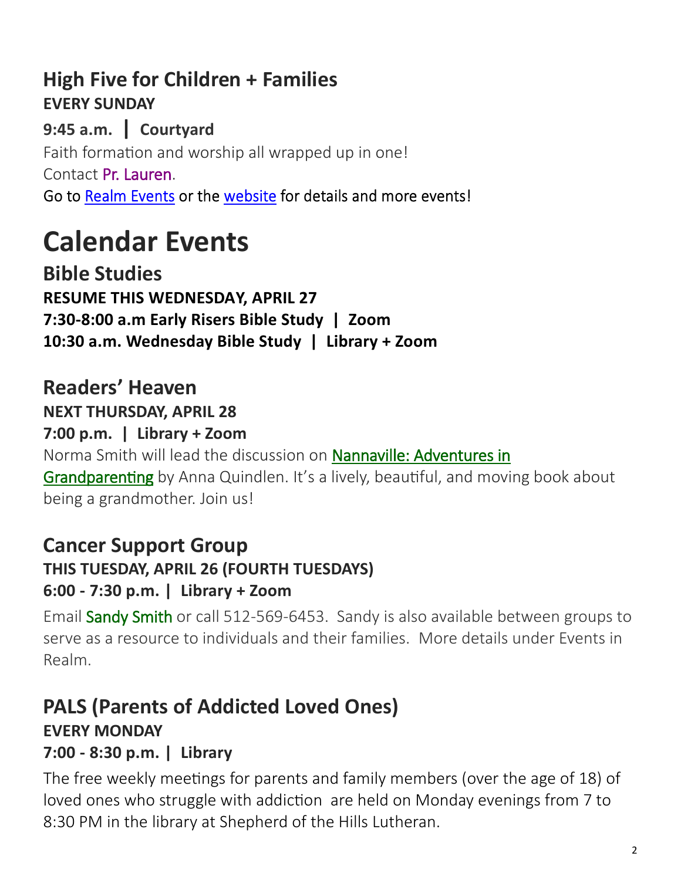## High Five for Children + Families

**EVERY SUNDAY**

**9:45 a.m. | Courtyard**

Faith formation and worship all wrapped up in one!

Contact Pr. Lauren.

Go to Realm Events or the website for details and more events!

# Calendar Events

## Bible Studies

**RESUME THIS WEDNESDAY, APRIL 27**

**7:30-8:00 a.m Early Risers Bible Study | Zoom**

**10:30 a.m. Wednesday Bible Study | Library + Zoom**

## Readers' Heaven

**NEXT THURSDAY, APRIL 28**

**7:00 p.m. | Library + Zoom**

Norma Smith will lead the discussion on Nannaville: Adventures in Grandparenting by Anna Quindlen. It's a lively, beautiful, and moving book about being a grandmother. Join us!

## Cancer Support Group

**THIS TUESDAY, APRIL 26 (FOURTH TUESDAYS)**

**6:00 - 7:30 p.m. | Library + Zoom**

Email Sandy Smith or call 512-569-6453. Sandy is also available between groups to serve as a resource to individuals and their families. More details under Events in Realm.

## PALS (Parents of Addicted Loved Ones)

**EVERY MONDAY**

**7:00 - 8:30 p.m. | Library**

The free weekly meetings for parents and family members (over the age of 18) of loved ones who struggle with addiction are held on Monday evenings from 7 to 8:30 PM in the library at Shepherd of the Hills Lutheran.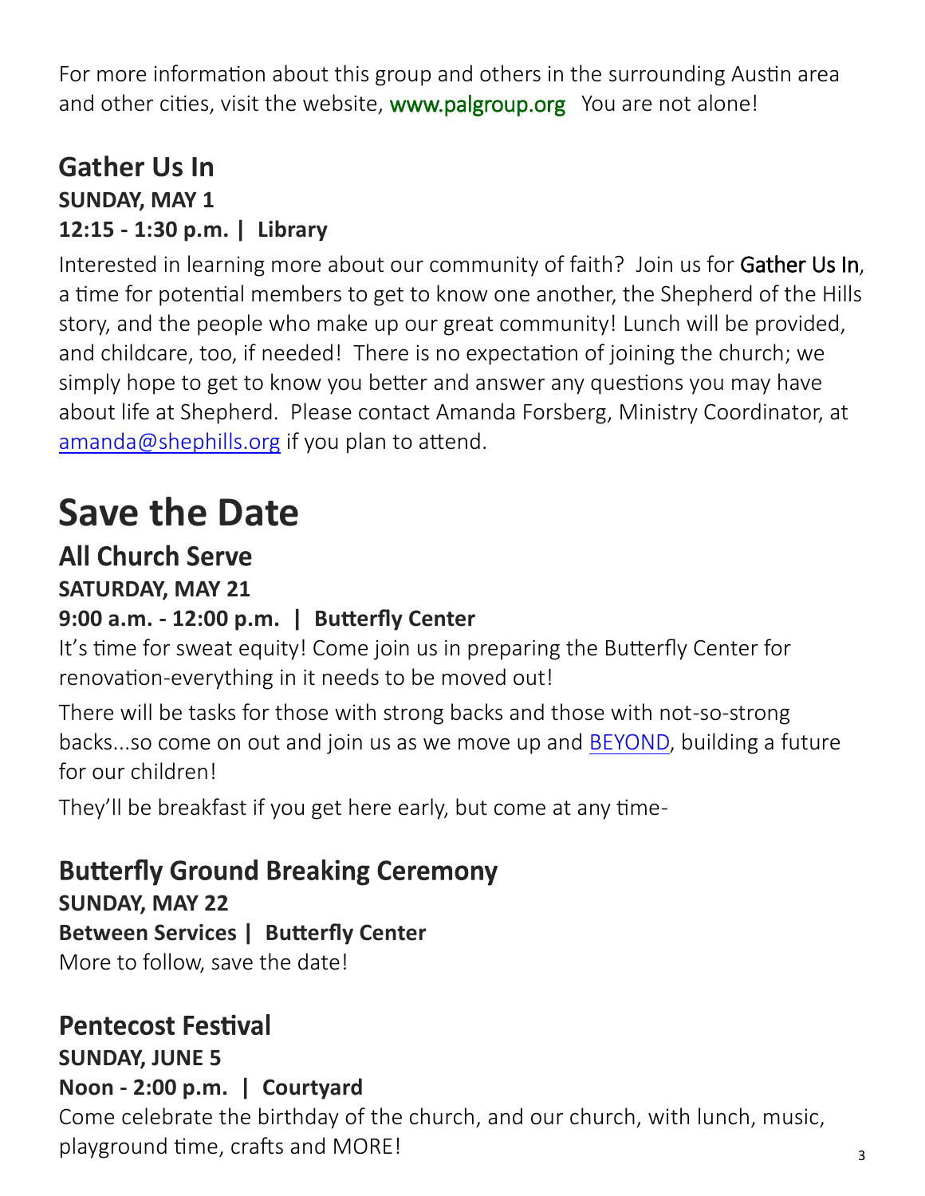For more information about this group and others in the surrounding Austin area and other cities, visit the website, www.palgroup.org  You are not alone!

## Gather Us In

**SUNDAY, MAY 1**

**12:15 - 1:30 p.m. | Library**

Interested in learning more about our community of faith? Join us for Gather Us In, a time for potential members to get to know one another, the Shepherd of the Hills story, and the people who make up our great community! Lunch will be provided, and childcare, too, if needed! There is no expectation of joining the church; we simply hope to get to know you better and answer any questions you may have about life at Shepherd. Please contact Amanda Forsberg, Ministry Coordinator, at amanda@shephills.org if you plan to attend.

# Save the Date

## All Church Serve

**SATURDAY, MAY 21**

**9:00 a.m. - 12:00 p.m. | Butterfly Center**

It's time for sweat equity! Come join us in preparing the Butterfly Center for renovation-everything in it needs to be moved out!

There will be tasks for those with strong backs and those with not-so-strong backs...so come on out and join us as we move up and BEYOND, building a future for our children!

They'll be breakfast if you get here early, but come at any time-

## Butterfly Ground Breaking Ceremony

**SUNDAY, MAY 22**

**Between Services | Butterfly Center**

More to follow, save the date!

## Pentecost Festival

**SUNDAY, JUNE 5**

**Noon - 2:00 p.m. | Courtyard**

Come celebrate the birthday of the church, and our church, with lunch, music, playground time, crafts and MORE!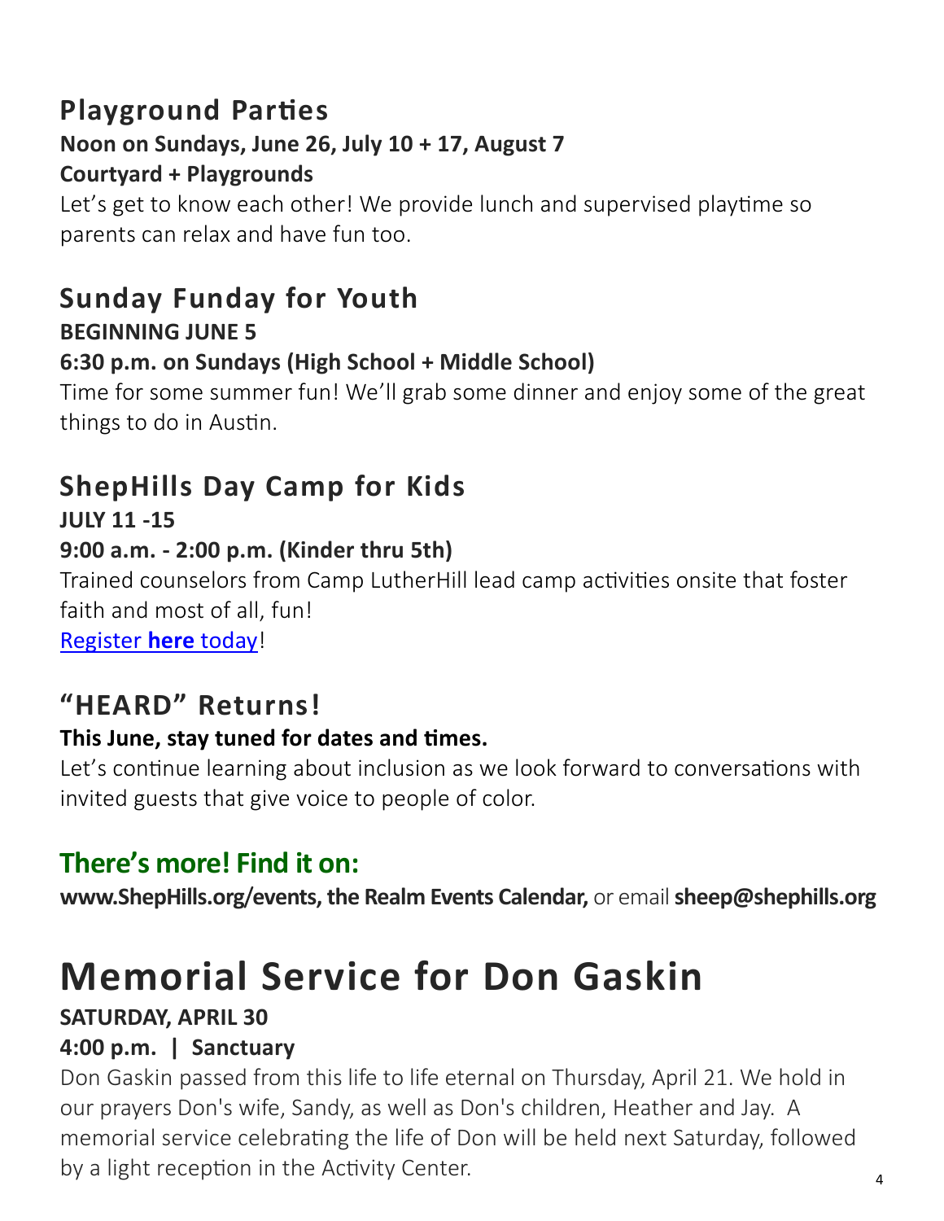## Playground Parties

**Noon on Sundays, June 26, July 10 + 17, August 7**

**Courtyard + Playgrounds**

Let's get to know each other! We provide lunch and supervised playtime so parents can relax and have fun too.

## Sunday Funday for Youth

**BEGINNING JUNE 5**

**6:30 p.m. on Sundays (High School + Middle School)**

Time for some summer fun! We'll grab some dinner and enjoy some of the great things to do in Austin.

## ShepHills Day Camp for Kids

**JULY 11 -15**

**9:00 a.m. - 2:00 p.m. (Kinder thru 5th)**

Trained counselors from Camp LutherHill lead camp activities onsite that foster faith and most of all, fun!

Register **here** today!

## "HEARD" Returns!

**This June, stay tuned for dates and times.**

Let's continue learning about inclusion as we look forward to conversations with invited guests that give voice to people of color.

## There's more! Find it on:

**www.ShepHills.org/events, the Realm Events Calendar,** or email **sheep@shephills.org**

# Memorial Service for Don Gaskin

**SATURDAY, APRIL 30**

**4:00 p.m. | Sanctuary**

Don Gaskin passed from this life to life eternal on Thursday, April 21. We hold in our prayers Don's wife, Sandy, as well as Don's children, Heather and Jay. A memorial service celebrating the life of Don will be held next Saturday, followed by a light reception in the Activity Center.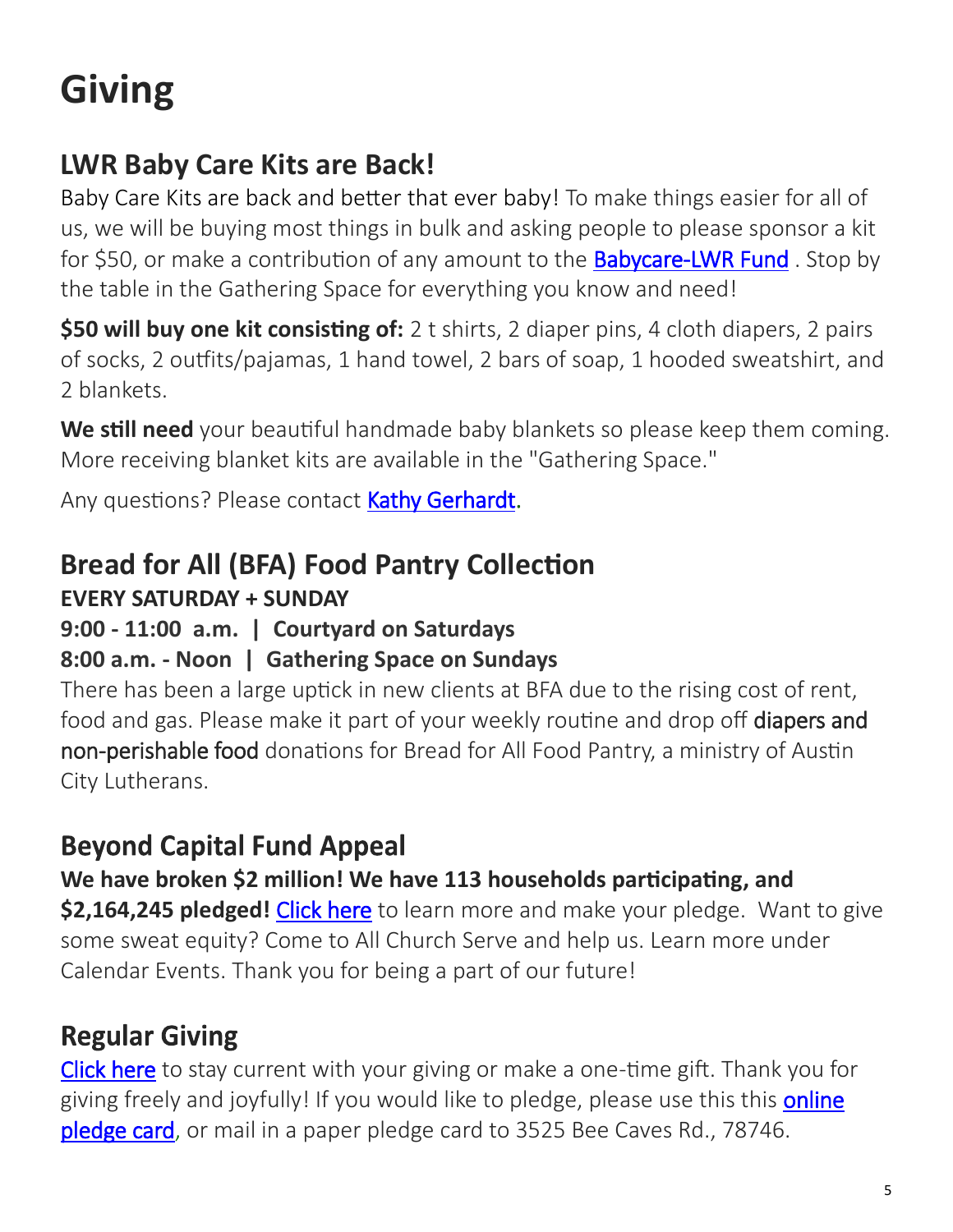# Giving

## LWR Baby Care Kits are Back!

Baby Care Kits are back and better that ever baby! To make things easier for all of us, we will be buying most things in bulk and asking people to please sponsor a kit for $50, or make a contribution of any amount to the Babycare-LWR Fund . Stop by the table in the Gathering Space for everything you know and need!

**$50 will buy one kit consisting of:** 2 t shirts, 2 diaper pins, 4 cloth diapers, 2 pairs of socks, 2 outfits/pajamas, 1 hand towel, 2 bars of soap, 1 hooded sweatshirt, and 2 blankets.

**We still need** your beautiful handmade baby blankets so please keep them coming. More receiving blanket kits are available in the "Gathering Space."

Any questions? Please contact Kathy Gerhardt.

## Bread for All (BFA) Food Pantry Collection

**EVERY SATURDAY + SUNDAY**

**9:00 - 11:00 a.m. | Courtyard on Saturdays**

**8:00 a.m. - Noon | Gathering Space on Sundays**

There has been a large uptick in new clients at BFA due to the rising cost of rent, food and gas. Please make it part of your weekly routine and drop off diapers and non-perishable food donations for Bread for All Food Pantry, a ministry of Austin City Lutherans.

## Beyond Capital Fund Appeal

**We have broken $2 million! We have 113 households participating, and $2,164,245 pledged!** Click here to learn more and make your pledge. Want to give some sweat equity? Come to All Church Serve and help us. Learn more under Calendar Events. Thank you for being a part of our future!

## Regular Giving

Click here to stay current with your giving or make a one-time gift. Thank you for giving freely and joyfully! If you would like to pledge, please use this this online pledge card, or mail in a paper pledge card to 3525 Bee Caves Rd., 78746.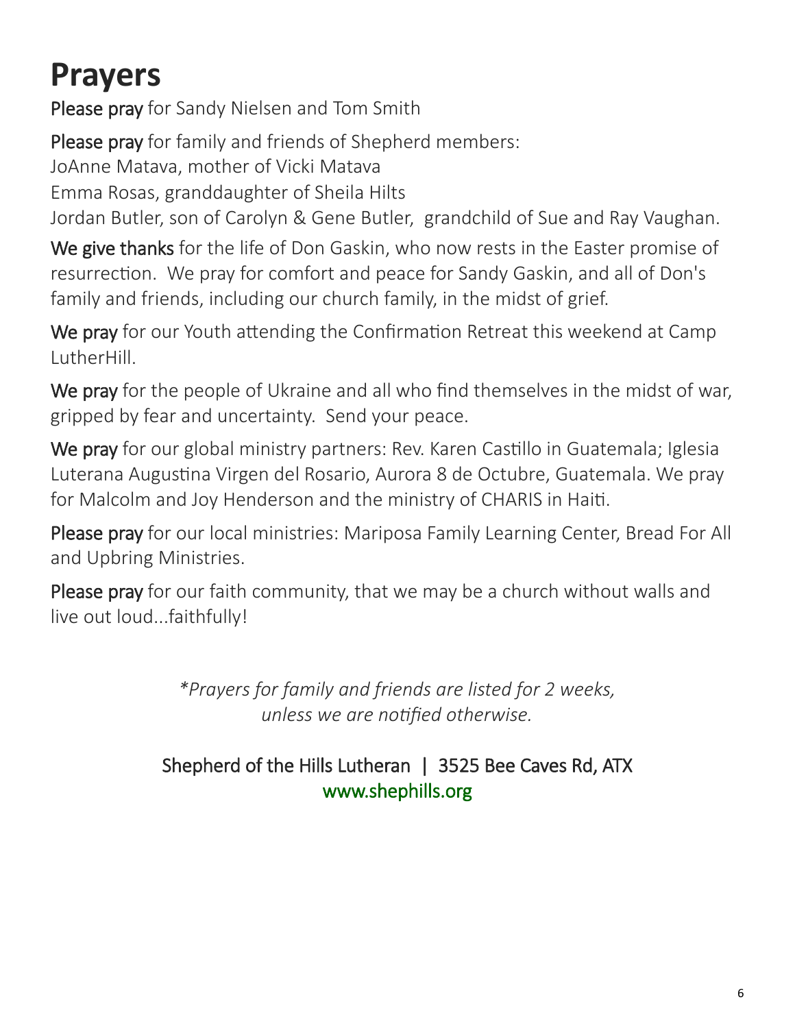# Prayers

**Please pray** for Sandy Nielsen and Tom Smith

**Please pray** for family and friends of Shepherd members:
JoAnne Matava, mother of Vicki Matava
Emma Rosas, granddaughter of Sheila Hilts
Jordan Butler, son of Carolyn & Gene Butler, grandchild of Sue and Ray Vaughan.

**We give thanks** for the life of Don Gaskin, who now rests in the Easter promise of resurrection. We pray for comfort and peace for Sandy Gaskin, and all of Don's family and friends, including our church family, in the midst of grief.

**We pray** for our Youth attending the Confirmation Retreat this weekend at Camp LutherHill.

**We pray** for the people of Ukraine and all who find themselves in the midst of war, gripped by fear and uncertainty. Send your peace.

**We pray** for our global ministry partners: Rev. Karen Castillo in Guatemala; Iglesia Luterana Augustina Virgen del Rosario, Aurora 8 de Octubre, Guatemala. We pray for Malcolm and Joy Henderson and the ministry of CHARIS in Haiti.

**Please pray** for our local ministries: Mariposa Family Learning Center, Bread For All and Upbring Ministries.

**Please pray** for our faith community, that we may be a church without walls and live out loud...faithfully!

*\*Prayers for family and friends are listed for 2 weeks, unless we are notified otherwise.*

Shepherd of the Hills Lutheran | 3525 Bee Caves Rd, ATX
www.shephills.org